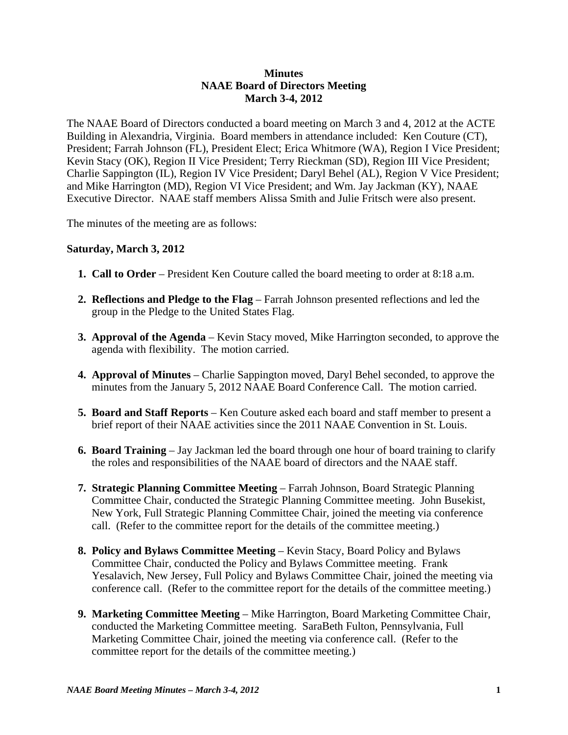**Minutes**
**NAAE Board of Directors Meeting**
**March 3-4, 2012**

The NAAE Board of Directors conducted a board meeting on March 3 and 4, 2012 at the ACTE Building in Alexandria, Virginia. Board members in attendance included: Ken Couture (CT), President; Farrah Johnson (FL), President Elect; Erica Whitmore (WA), Region I Vice President; Kevin Stacy (OK), Region II Vice President; Terry Rieckman (SD), Region III Vice President; Charlie Sappington (IL), Region IV Vice President; Daryl Behel (AL), Region V Vice President; and Mike Harrington (MD), Region VI Vice President; and Wm. Jay Jackman (KY), NAAE Executive Director. NAAE staff members Alissa Smith and Julie Fritsch were also present.

The minutes of the meeting are as follows:

**Saturday, March 3, 2012**

1. **Call to Order** – President Ken Couture called the board meeting to order at 8:18 a.m.

2. **Reflections and Pledge to the Flag** – Farrah Johnson presented reflections and led the group in the Pledge to the United States Flag.

3. **Approval of the Agenda** – Kevin Stacy moved, Mike Harrington seconded, to approve the agenda with flexibility. The motion carried.

4. **Approval of Minutes** – Charlie Sappington moved, Daryl Behel seconded, to approve the minutes from the January 5, 2012 NAAE Board Conference Call. The motion carried.

5. **Board and Staff Reports** – Ken Couture asked each board and staff member to present a brief report of their NAAE activities since the 2011 NAAE Convention in St. Louis.

6. **Board Training** – Jay Jackman led the board through one hour of board training to clarify the roles and responsibilities of the NAAE board of directors and the NAAE staff.

7. **Strategic Planning Committee Meeting** – Farrah Johnson, Board Strategic Planning Committee Chair, conducted the Strategic Planning Committee meeting. John Busekist, New York, Full Strategic Planning Committee Chair, joined the meeting via conference call. (Refer to the committee report for the details of the committee meeting.)

8. **Policy and Bylaws Committee Meeting** – Kevin Stacy, Board Policy and Bylaws Committee Chair, conducted the Policy and Bylaws Committee meeting. Frank Yesalavich, New Jersey, Full Policy and Bylaws Committee Chair, joined the meeting via conference call. (Refer to the committee report for the details of the committee meeting.)

9. **Marketing Committee Meeting** – Mike Harrington, Board Marketing Committee Chair, conducted the Marketing Committee meeting. SaraBeth Fulton, Pennsylvania, Full Marketing Committee Chair, joined the meeting via conference call. (Refer to the committee report for the details of the committee meeting.)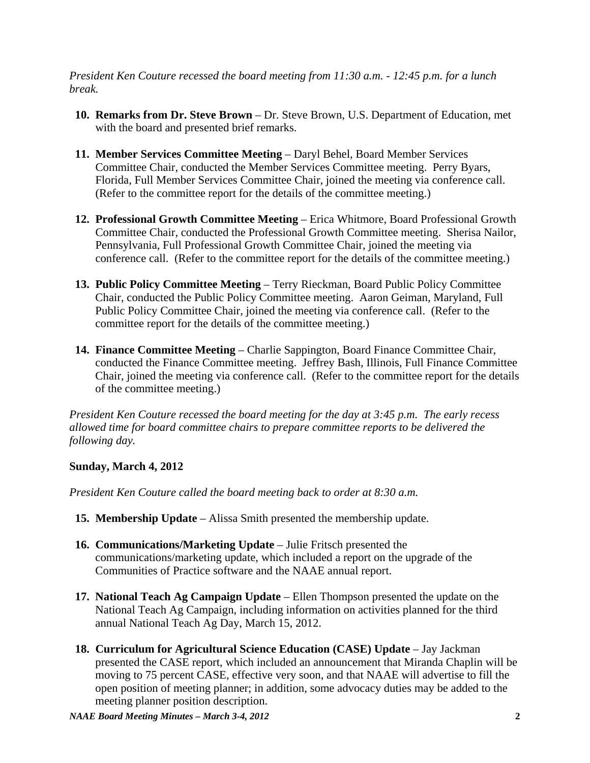*President Ken Couture recessed the board meeting from 11:30 a.m. - 12:45 p.m. for a lunch break.*

10. **Remarks from Dr. Steve Brown** – Dr. Steve Brown, U.S. Department of Education, met with the board and presented brief remarks.

11. **Member Services Committee Meeting** – Daryl Behel, Board Member Services Committee Chair, conducted the Member Services Committee meeting. Perry Byars, Florida, Full Member Services Committee Chair, joined the meeting via conference call. (Refer to the committee report for the details of the committee meeting.)

12. **Professional Growth Committee Meeting** – Erica Whitmore, Board Professional Growth Committee Chair, conducted the Professional Growth Committee meeting. Sherisa Nailor, Pennsylvania, Full Professional Growth Committee Chair, joined the meeting via conference call. (Refer to the committee report for the details of the committee meeting.)

13. **Public Policy Committee Meeting** – Terry Rieckman, Board Public Policy Committee Chair, conducted the Public Policy Committee meeting. Aaron Geiman, Maryland, Full Public Policy Committee Chair, joined the meeting via conference call. (Refer to the committee report for the details of the committee meeting.)

14. **Finance Committee Meeting** – Charlie Sappington, Board Finance Committee Chair, conducted the Finance Committee meeting. Jeffrey Bash, Illinois, Full Finance Committee Chair, joined the meeting via conference call. (Refer to the committee report for the details of the committee meeting.)

*President Ken Couture recessed the board meeting for the day at 3:45 p.m. The early recess allowed time for board committee chairs to prepare committee reports to be delivered the following day.*

**Sunday, March 4, 2012**

*President Ken Couture called the board meeting back to order at 8:30 a.m.*

15. **Membership Update** – Alissa Smith presented the membership update.

16. **Communications/Marketing Update** – Julie Fritsch presented the communications/marketing update, which included a report on the upgrade of the Communities of Practice software and the NAAE annual report.

17. **National Teach Ag Campaign Update** – Ellen Thompson presented the update on the National Teach Ag Campaign, including information on activities planned for the third annual National Teach Ag Day, March 15, 2012.

18. **Curriculum for Agricultural Science Education (CASE) Update** – Jay Jackman presented the CASE report, which included an announcement that Miranda Chaplin will be moving to 75 percent CASE, effective very soon, and that NAAE will advertise to fill the open position of meeting planner; in addition, some advocacy duties may be added to the meeting planner position description.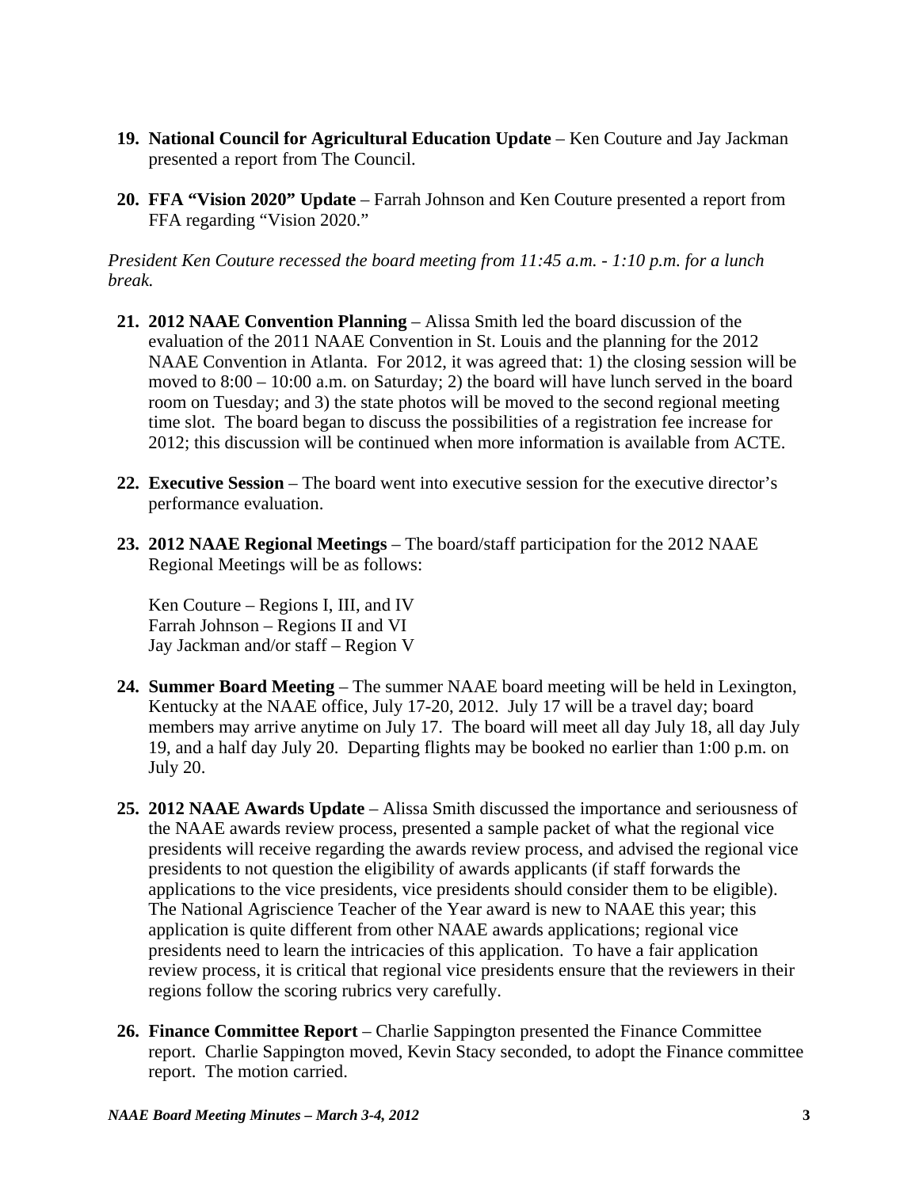19. **National Council for Agricultural Education Update** – Ken Couture and Jay Jackman presented a report from The Council.

20. **FFA "Vision 2020" Update** – Farrah Johnson and Ken Couture presented a report from FFA regarding "Vision 2020."

*President Ken Couture recessed the board meeting from 11:45 a.m. - 1:10 p.m. for a lunch break.*

21. **2012 NAAE Convention Planning** – Alissa Smith led the board discussion of the evaluation of the 2011 NAAE Convention in St. Louis and the planning for the 2012 NAAE Convention in Atlanta. For 2012, it was agreed that: 1) the closing session will be moved to 8:00 – 10:00 a.m. on Saturday; 2) the board will have lunch served in the board room on Tuesday; and 3) the state photos will be moved to the second regional meeting time slot. The board began to discuss the possibilities of a registration fee increase for 2012; this discussion will be continued when more information is available from ACTE.

22. **Executive Session** – The board went into executive session for the executive director's performance evaluation.

23. **2012 NAAE Regional Meetings** – The board/staff participation for the 2012 NAAE Regional Meetings will be as follows:

    Ken Couture – Regions I, III, and IV
    Farrah Johnson – Regions II and VI
    Jay Jackman and/or staff – Region V

24. **Summer Board Meeting** – The summer NAAE board meeting will be held in Lexington, Kentucky at the NAAE office, July 17-20, 2012. July 17 will be a travel day; board members may arrive anytime on July 17. The board will meet all day July 18, all day July 19, and a half day July 20. Departing flights may be booked no earlier than 1:00 p.m. on July 20.

25. **2012 NAAE Awards Update** – Alissa Smith discussed the importance and seriousness of the NAAE awards review process, presented a sample packet of what the regional vice presidents will receive regarding the awards review process, and advised the regional vice presidents to not question the eligibility of awards applicants (if staff forwards the applications to the vice presidents, vice presidents should consider them to be eligible). The National Agriscience Teacher of the Year award is new to NAAE this year; this application is quite different from other NAAE awards applications; regional vice presidents need to learn the intricacies of this application. To have a fair application review process, it is critical that regional vice presidents ensure that the reviewers in their regions follow the scoring rubrics very carefully.

26. **Finance Committee Report** – Charlie Sappington presented the Finance Committee report. Charlie Sappington moved, Kevin Stacy seconded, to adopt the Finance committee report. The motion carried.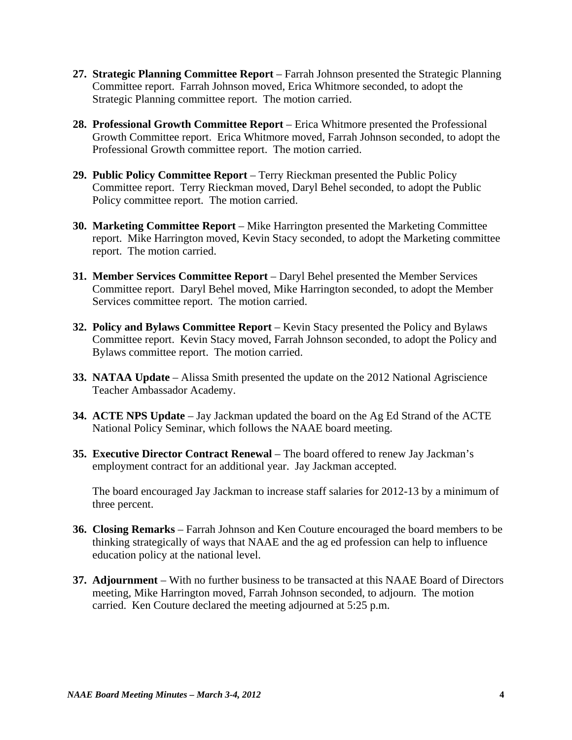27. **Strategic Planning Committee Report** – Farrah Johnson presented the Strategic Planning Committee report. Farrah Johnson moved, Erica Whitmore seconded, to adopt the Strategic Planning committee report. The motion carried.

28. **Professional Growth Committee Report** – Erica Whitmore presented the Professional Growth Committee report. Erica Whitmore moved, Farrah Johnson seconded, to adopt the Professional Growth committee report. The motion carried.

29. **Public Policy Committee Report** – Terry Rieckman presented the Public Policy Committee report. Terry Rieckman moved, Daryl Behel seconded, to adopt the Public Policy committee report. The motion carried.

30. **Marketing Committee Report** – Mike Harrington presented the Marketing Committee report. Mike Harrington moved, Kevin Stacy seconded, to adopt the Marketing committee report. The motion carried.

31. **Member Services Committee Report** – Daryl Behel presented the Member Services Committee report. Daryl Behel moved, Mike Harrington seconded, to adopt the Member Services committee report. The motion carried.

32. **Policy and Bylaws Committee Report** – Kevin Stacy presented the Policy and Bylaws Committee report. Kevin Stacy moved, Farrah Johnson seconded, to adopt the Policy and Bylaws committee report. The motion carried.

33. **NATAA Update** – Alissa Smith presented the update on the 2012 National Agriscience Teacher Ambassador Academy.

34. **ACTE NPS Update** – Jay Jackman updated the board on the Ag Ed Strand of the ACTE National Policy Seminar, which follows the NAAE board meeting.

35. **Executive Director Contract Renewal** – The board offered to renew Jay Jackman's employment contract for an additional year. Jay Jackman accepted.

    The board encouraged Jay Jackman to increase staff salaries for 2012-13 by a minimum of three percent.

36. **Closing Remarks** – Farrah Johnson and Ken Couture encouraged the board members to be thinking strategically of ways that NAAE and the ag ed profession can help to influence education policy at the national level.

37. **Adjournment** – With no further business to be transacted at this NAAE Board of Directors meeting, Mike Harrington moved, Farrah Johnson seconded, to adjourn. The motion carried. Ken Couture declared the meeting adjourned at 5:25 p.m.